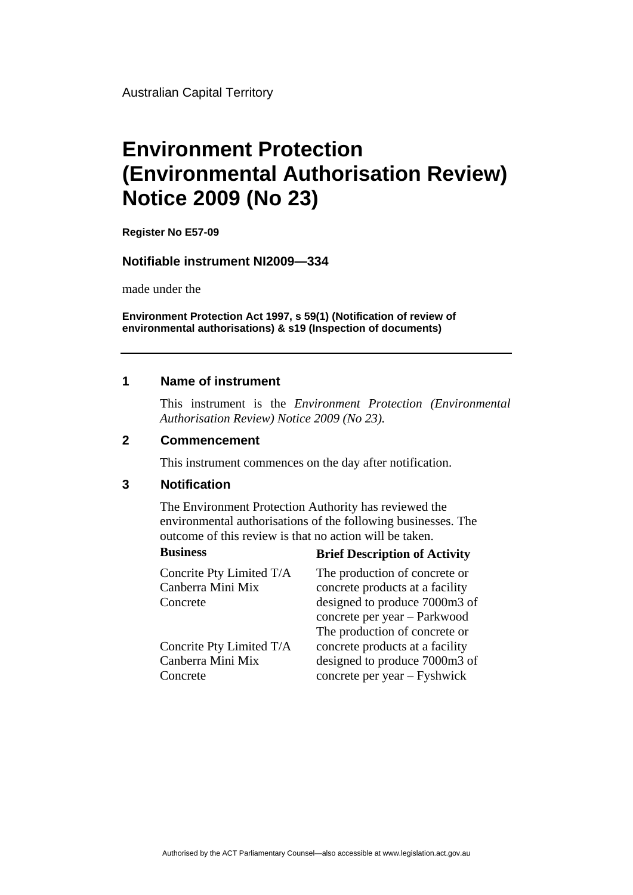Australian Capital Territory

# Environment Protection (Environmental Authorisation Review) Notice 2009 (No 23)

**Register No E57-09**

**Notifiable instrument NI2009—334**

made under the

**Environment Protection Act 1997, s 59(1) (Notification of review of environmental authorisations) & s19 (Inspection of documents)**

---

## 1 Name of instrument

This instrument is the *Environment Protection (Environmental Authorisation Review) Notice 2009 (No 23).*

## 2 Commencement

This instrument commences on the day after notification.

## 3 Notification

The Environment Protection Authority has reviewed the environmental authorisations of the following businesses. The outcome of this review is that no action will be taken.

| Business | Brief Description of Activity |
|---|---|
| Concrite Pty Limited T/A Canberra Mini Mix Concrete | The production of concrete or concrete products at a facility designed to produce 7000m3 of concrete per year – Parkwood |
| Concrite Pty Limited T/A Canberra Mini Mix Concrete | The production of concrete or concrete products at a facility designed to produce 7000m3 of concrete per year – Fyshwick |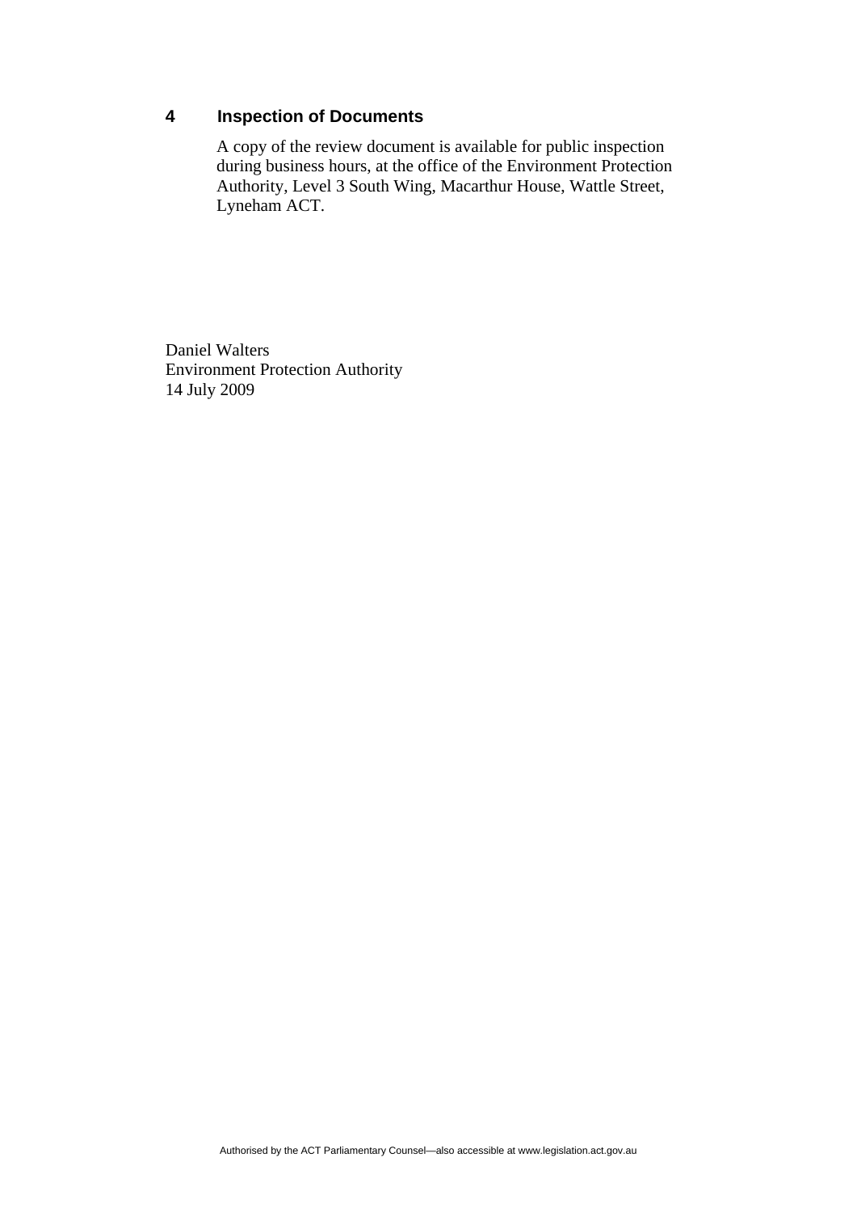## 4 Inspection of Documents

A copy of the review document is available for public inspection during business hours, at the office of the Environment Protection Authority, Level 3 South Wing, Macarthur House, Wattle Street, Lyneham ACT.

Daniel Walters
Environment Protection Authority
14 July 2009